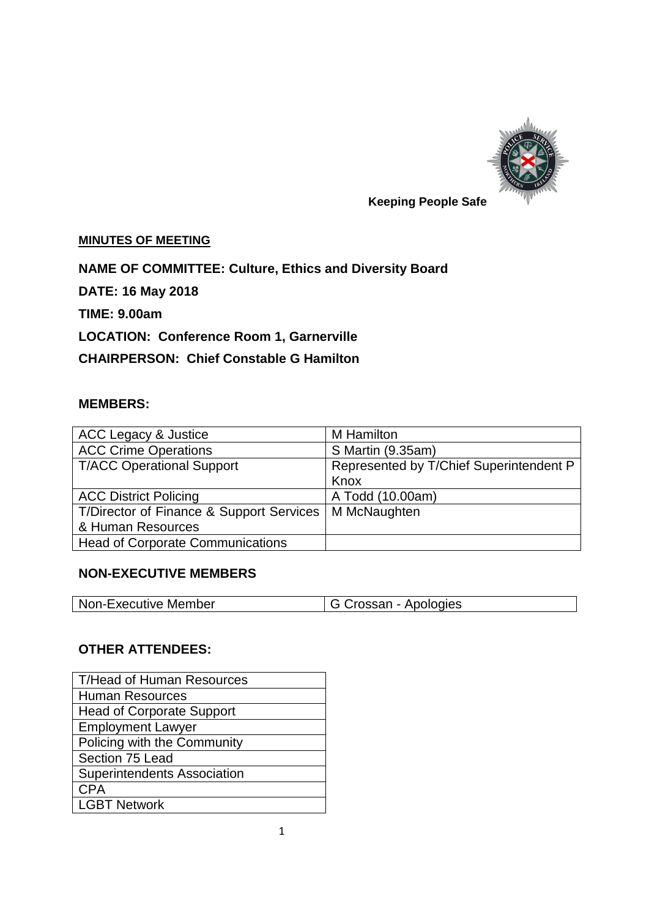Keeping People Safe

**MINUTES OF MEETING**

**NAME OF COMMITTEE: Culture, Ethics and Diversity Board**

**DATE: 16 May 2018**

**TIME: 9.00am**

**LOCATION: Conference Room 1, Garnerville**

**CHAIRPERSON: Chief Constable G Hamilton**

## MEMBERS:

| | |
|---|---|
| ACC Legacy & Justice | M Hamilton |
| ACC Crime Operations | S Martin (9.35am) |
| T/ACC Operational Support | Represented by T/Chief Superintendent P Knox |
| ACC District Policing | A Todd (10.00am) |
| T/Director of Finance & Support Services & Human Resources | M McNaughten |
| Head of Corporate Communications | |

## NON-EXECUTIVE MEMBERS

| | |
|---|---|
| Non-Executive Member | G Crossan - Apologies |

## OTHER ATTENDEES:

| |
|---|
| T/Head of Human Resources |
| Human Resources |
| Head of Corporate Support |
| Employment Lawyer |
| Policing with the Community |
| Section 75 Lead |
| Superintendents Association |
| CPA |
| LGBT Network |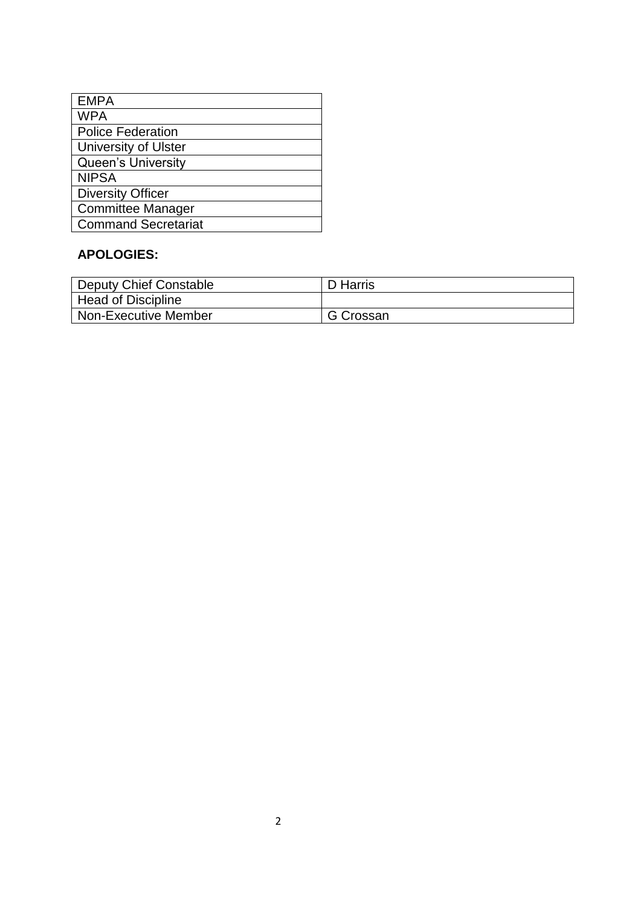| EMPA |
| --- |
| WPA |
| Police Federation |
| University of Ulster |
| Queen's University |
| NIPSA |
| Diversity Officer |
| Committee Manager |
| Command Secretariat |

**APOLOGIES:**

| Deputy Chief Constable | D Harris |
| --- | --- |
| Head of Discipline | |
| Non-Executive Member | G Crossan |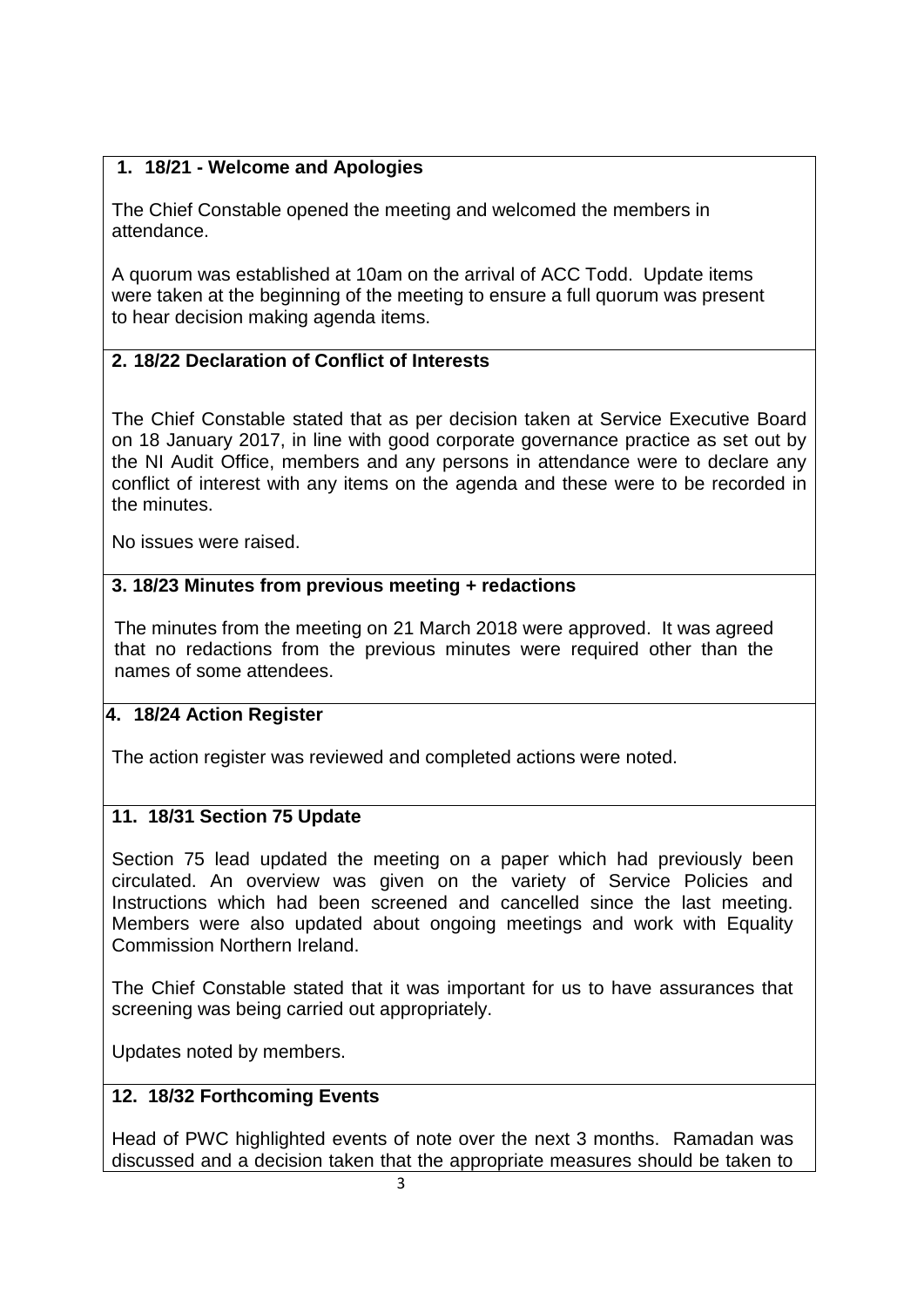## 1. 18/21 - Welcome and Apologies

The Chief Constable opened the meeting and welcomed the members in attendance.

A quorum was established at 10am on the arrival of ACC Todd. Update items were taken at the beginning of the meeting to ensure a full quorum was present to hear decision making agenda items.

## 2. 18/22 Declaration of Conflict of Interests

The Chief Constable stated that as per decision taken at Service Executive Board on 18 January 2017, in line with good corporate governance practice as set out by the NI Audit Office, members and any persons in attendance were to declare any conflict of interest with any items on the agenda and these were to be recorded in the minutes.

No issues were raised.

## 3. 18/23 Minutes from previous meeting + redactions

The minutes from the meeting on 21 March 2018 were approved. It was agreed that no redactions from the previous minutes were required other than the names of some attendees.

## 4. 18/24 Action Register

The action register was reviewed and completed actions were noted.

## 11. 18/31 Section 75 Update

Section 75 lead updated the meeting on a paper which had previously been circulated. An overview was given on the variety of Service Policies and Instructions which had been screened and cancelled since the last meeting. Members were also updated about ongoing meetings and work with Equality Commission Northern Ireland.

The Chief Constable stated that it was important for us to have assurances that screening was being carried out appropriately.

Updates noted by members.

## 12. 18/32 Forthcoming Events

Head of PWC highlighted events of note over the next 3 months. Ramadan was discussed and a decision taken that the appropriate measures should be taken to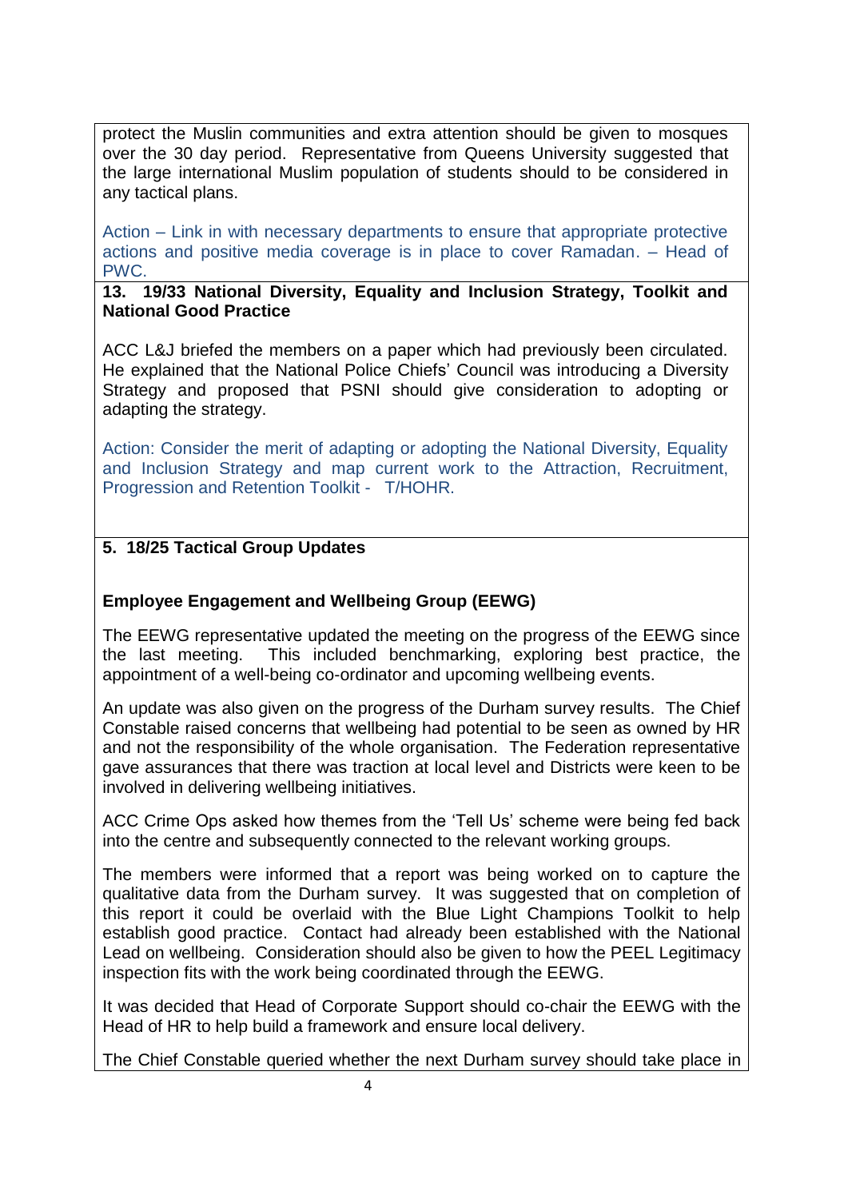protect the Muslin communities and extra attention should be given to mosques over the 30 day period. Representative from Queens University suggested that the large international Muslim population of students should to be considered in any tactical plans.

Action – Link in with necessary departments to ensure that appropriate protective actions and positive media coverage is in place to cover Ramadan. – Head of PWC.

**13. 19/33 National Diversity, Equality and Inclusion Strategy, Toolkit and National Good Practice**

ACC L&J briefed the members on a paper which had previously been circulated. He explained that the National Police Chiefs' Council was introducing a Diversity Strategy and proposed that PSNI should give consideration to adopting or adapting the strategy.

Action: Consider the merit of adapting or adopting the National Diversity, Equality and Inclusion Strategy and map current work to the Attraction, Recruitment, Progression and Retention Toolkit - T/HOHR.

**5. 18/25 Tactical Group Updates**

**Employee Engagement and Wellbeing Group (EEWG)**

The EEWG representative updated the meeting on the progress of the EEWG since the last meeting. This included benchmarking, exploring best practice, the appointment of a well-being co-ordinator and upcoming wellbeing events.

An update was also given on the progress of the Durham survey results. The Chief Constable raised concerns that wellbeing had potential to be seen as owned by HR and not the responsibility of the whole organisation. The Federation representative gave assurances that there was traction at local level and Districts were keen to be involved in delivering wellbeing initiatives.

ACC Crime Ops asked how themes from the 'Tell Us' scheme were being fed back into the centre and subsequently connected to the relevant working groups.

The members were informed that a report was being worked on to capture the qualitative data from the Durham survey. It was suggested that on completion of this report it could be overlaid with the Blue Light Champions Toolkit to help establish good practice. Contact had already been established with the National Lead on wellbeing. Consideration should also be given to how the PEEL Legitimacy inspection fits with the work being coordinated through the EEWG.

It was decided that Head of Corporate Support should co-chair the EEWG with the Head of HR to help build a framework and ensure local delivery.

The Chief Constable queried whether the next Durham survey should take place in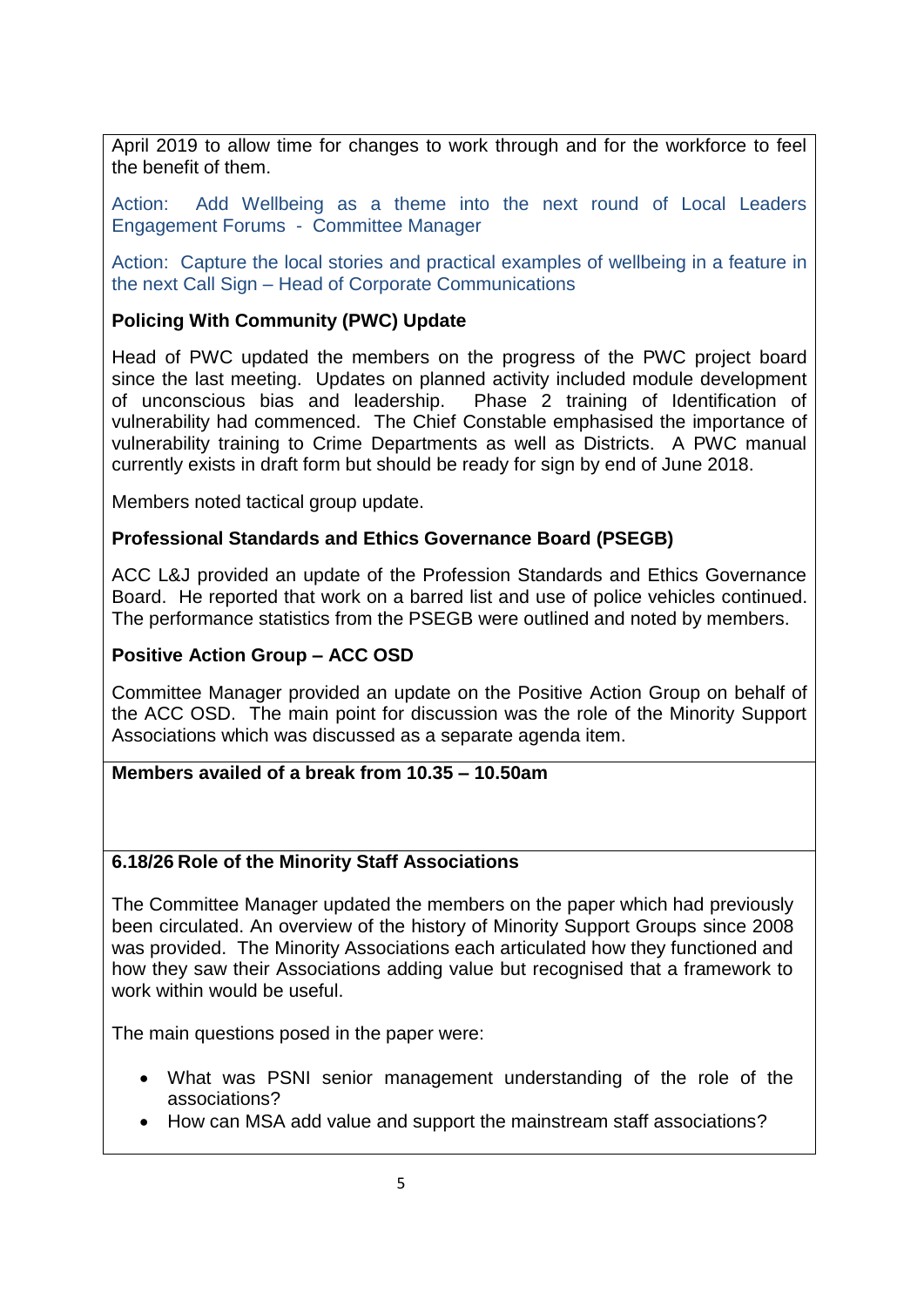April 2019 to allow time for changes to work through and for the workforce to feel the benefit of them.

Action: Add Wellbeing as a theme into the next round of Local Leaders Engagement Forums - Committee Manager

Action: Capture the local stories and practical examples of wellbeing in a feature in the next Call Sign – Head of Corporate Communications

**Policing With Community (PWC) Update**

Head of PWC updated the members on the progress of the PWC project board since the last meeting. Updates on planned activity included module development of unconscious bias and leadership. Phase 2 training of Identification of vulnerability had commenced. The Chief Constable emphasised the importance of vulnerability training to Crime Departments as well as Districts. A PWC manual currently exists in draft form but should be ready for sign by end of June 2018.

Members noted tactical group update.

**Professional Standards and Ethics Governance Board (PSEGB)**

ACC L&J provided an update of the Profession Standards and Ethics Governance Board. He reported that work on a barred list and use of police vehicles continued. The performance statistics from the PSEGB were outlined and noted by members.

**Positive Action Group – ACC OSD**

Committee Manager provided an update on the Positive Action Group on behalf of the ACC OSD. The main point for discussion was the role of the Minority Support Associations which was discussed as a separate agenda item.

**Members availed of a break from 10.35 – 10.50am**

**6.18/26 Role of the Minority Staff Associations**

The Committee Manager updated the members on the paper which had previously been circulated. An overview of the history of Minority Support Groups since 2008 was provided. The Minority Associations each articulated how they functioned and how they saw their Associations adding value but recognised that a framework to work within would be useful.

The main questions posed in the paper were:

- What was PSNI senior management understanding of the role of the associations?
- How can MSA add value and support the mainstream staff associations?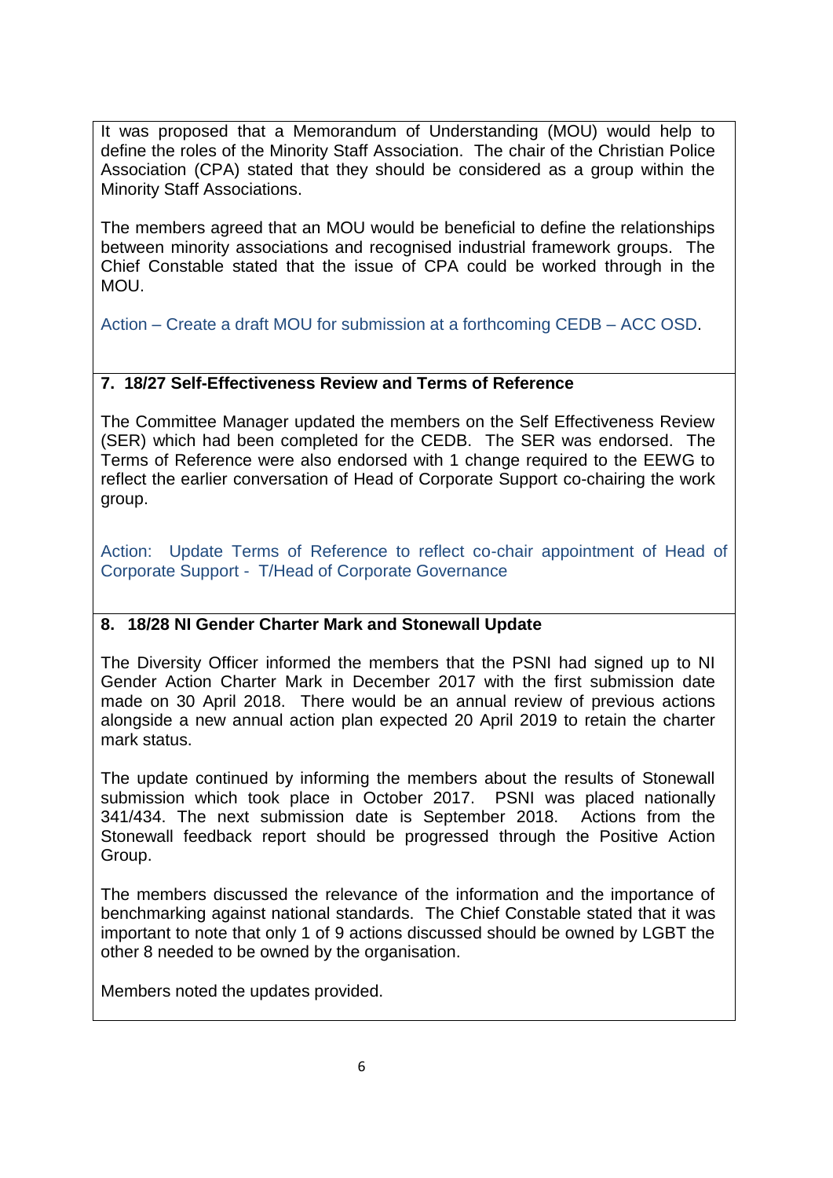It was proposed that a Memorandum of Understanding (MOU) would help to define the roles of the Minority Staff Association. The chair of the Christian Police Association (CPA) stated that they should be considered as a group within the Minority Staff Associations.

The members agreed that an MOU would be beneficial to define the relationships between minority associations and recognised industrial framework groups. The Chief Constable stated that the issue of CPA could be worked through in the MOU.

Action – Create a draft MOU for submission at a forthcoming CEDB – ACC OSD.

**7. 18/27 Self-Effectiveness Review and Terms of Reference**

The Committee Manager updated the members on the Self Effectiveness Review (SER) which had been completed for the CEDB. The SER was endorsed. The Terms of Reference were also endorsed with 1 change required to the EEWG to reflect the earlier conversation of Head of Corporate Support co-chairing the work group.

Action: Update Terms of Reference to reflect co-chair appointment of Head of Corporate Support - T/Head of Corporate Governance

**8. 18/28 NI Gender Charter Mark and Stonewall Update**

The Diversity Officer informed the members that the PSNI had signed up to NI Gender Action Charter Mark in December 2017 with the first submission date made on 30 April 2018. There would be an annual review of previous actions alongside a new annual action plan expected 20 April 2019 to retain the charter mark status.

The update continued by informing the members about the results of Stonewall submission which took place in October 2017. PSNI was placed nationally 341/434. The next submission date is September 2018. Actions from the Stonewall feedback report should be progressed through the Positive Action Group.

The members discussed the relevance of the information and the importance of benchmarking against national standards. The Chief Constable stated that it was important to note that only 1 of 9 actions discussed should be owned by LGBT the other 8 needed to be owned by the organisation.

Members noted the updates provided.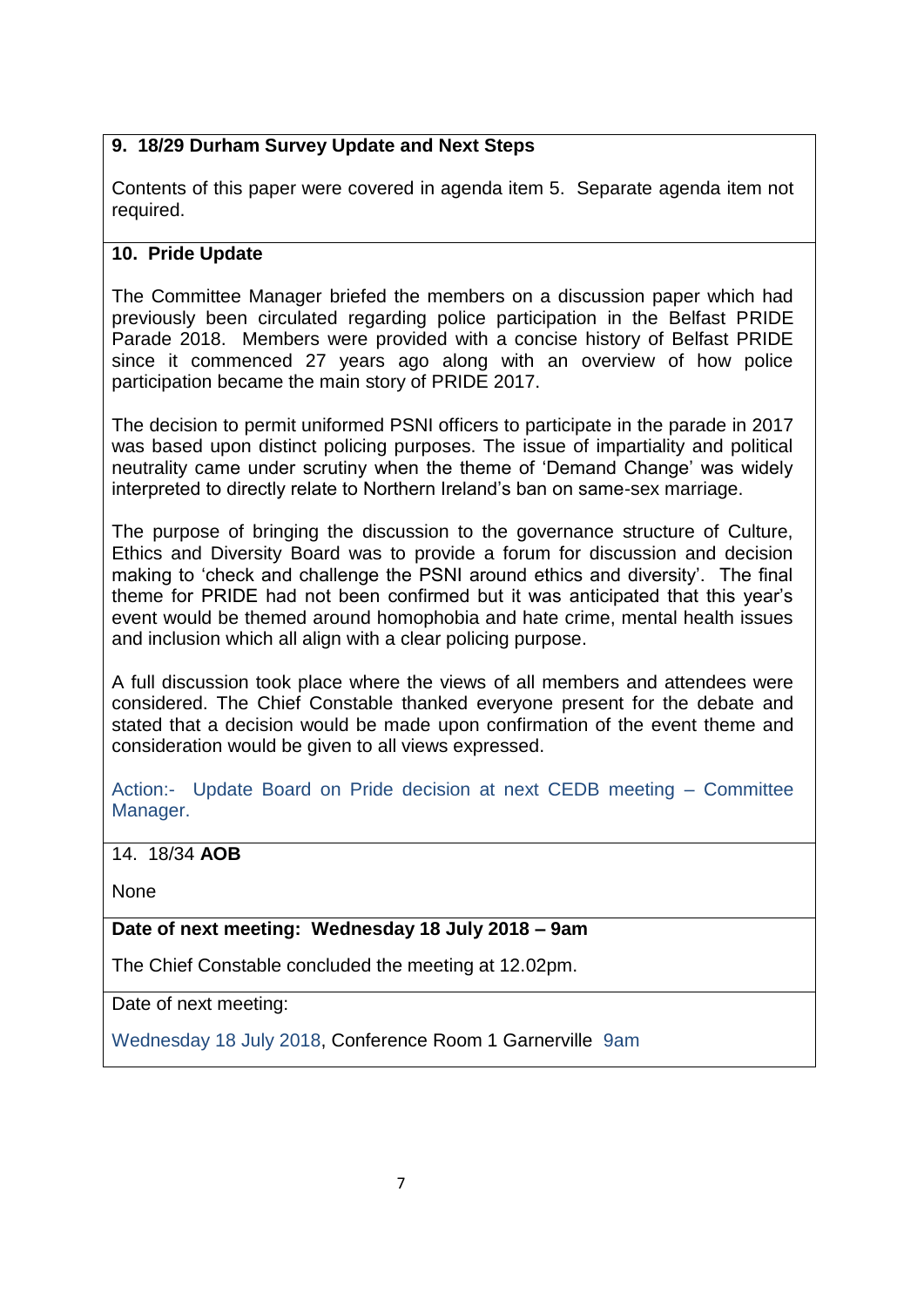**9. 18/29 Durham Survey Update and Next Steps**

Contents of this paper were covered in agenda item 5. Separate agenda item not required.

**10. Pride Update**

The Committee Manager briefed the members on a discussion paper which had previously been circulated regarding police participation in the Belfast PRIDE Parade 2018. Members were provided with a concise history of Belfast PRIDE since it commenced 27 years ago along with an overview of how police participation became the main story of PRIDE 2017.

The decision to permit uniformed PSNI officers to participate in the parade in 2017 was based upon distinct policing purposes. The issue of impartiality and political neutrality came under scrutiny when the theme of 'Demand Change' was widely interpreted to directly relate to Northern Ireland's ban on same-sex marriage.

The purpose of bringing the discussion to the governance structure of Culture, Ethics and Diversity Board was to provide a forum for discussion and decision making to 'check and challenge the PSNI around ethics and diversity'. The final theme for PRIDE had not been confirmed but it was anticipated that this year's event would be themed around homophobia and hate crime, mental health issues and inclusion which all align with a clear policing purpose.

A full discussion took place where the views of all members and attendees were considered. The Chief Constable thanked everyone present for the debate and stated that a decision would be made upon confirmation of the event theme and consideration would be given to all views expressed.

Action:- Update Board on Pride decision at next CEDB meeting – Committee Manager.

14. 18/34 **AOB**

None

**Date of next meeting: Wednesday 18 July 2018 – 9am**

The Chief Constable concluded the meeting at 12.02pm.

Date of next meeting:

Wednesday 18 July 2018, Conference Room 1 Garnerville 9am